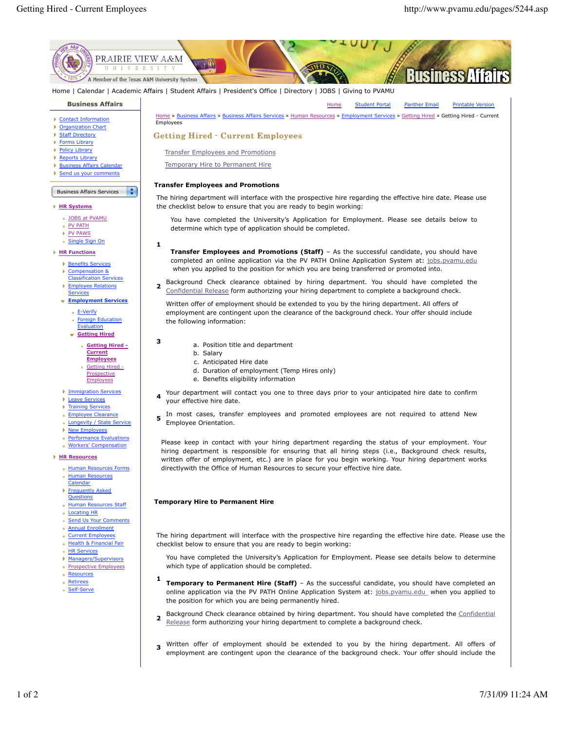Home | Calendar | Academic Affairs | Student Affairs | President's Office | Directory | JOBS | Giving to PVAMU

**Business Affairs**

- Contact Information
- Organization Chart
- Staff Directory
- Forms Library
- Policy Library
- Reports Library
- Business Affairs Calendar
- Send us your comments

Business Affairs Services

- **HR Systems**
  - JOBS at PVAMU
  - PV PATH
  - PV PAWS
  - Single Sign On
- **HR Functions**
  - Benefits Services
  - Compensation & Classification Services
  - Employee Relations Services
  - **Employment Services**
    - E-Verify
    - Foreign Education Evaluation
    - **Getting Hired**
      - **Getting Hired - Current Employees**
      - Getting Hired - Prospective Employees
  - Immigration Services
  - Leave Services
  - Training Services
  - Employee Clearance
  - Longevity / State Service
  - New Employees
  - Performance Evaluations
  - Workers' Compensation
- **HR Resources**
  - Human Resources Forms
  - Human Resources Calendar
  - Frequently Asked Questions
  - Human Resources Staff
  - Locating HR
  - Send Us Your Comments
  - Annual Enrollment
  - Current Employees
  - Health & Financial Fair
  - HR Services
  - Managers/Supervisors
  - Prospective Employees
  - Resources
  - Retirees
  - Self-Serve

Home | Student Portal | Panther Email | Printable Version

Home » Business Affairs » Business Affairs Services » Human Resources » Employment Services » Getting Hired » Getting Hired - Current Employees

# Getting Hired - Current Employees

Transfer Employees and Promotions

Temporary Hire to Permanent Hire

## Transfer Employees and Promotions

The hiring department will interface with the prospective hire regarding the effective hire date. Please use the checklist below to ensure that you are ready to begin working:

1. You have completed the University's Application for Employment. Please see details below to determine which type of application should be completed.

   **Transfer Employees and Promotions (Staff)** – As the successful candidate, you should have completed an online application via the PV PATH Online Application System at: jobs.pvamu.edu when you applied to the position for which you are being transferred or promoted into.

2. Background Check clearance obtained by hiring department. You should have completed the Confidential Release form authorizing your hiring department to complete a background check.

3. Written offer of employment should be extended to you by the hiring department. All offers of employment are contingent upon the clearance of the background check. Your offer should include the following information:

   a. Position title and department
   b. Salary
   c. Anticipated Hire date
   d. Duration of employment (Temp Hires only)
   e. Benefits eligibility information

4. Your department will contact you one to three days prior to your anticipated hire date to confirm your effective hire date.

5. In most cases, transfer employees and promoted employees are not required to attend New Employee Orientation.

Please keep in contact with your hiring department regarding the status of your employment. Your hiring department is responsible for ensuring that all hiring steps (i.e., Background check results, written offer of employment, etc.) are in place for you begin working. Your hiring department works directlywith the Office of Human Resources to secure your effective hire date.

## Temporary Hire to Permanent Hire

The hiring department will interface with the prospective hire regarding the effective hire date. Please use the checklist below to ensure that you are ready to begin working:

1. You have completed the University's Application for Employment. Please see details below to determine which type of application should be completed.

   **Temporary to Permanent Hire (Staff)** – As the successful candidate, you should have completed an online application via the PV PATH Online Application System at: jobs.pvamu.edu when you applied to the position for which you are being permanently hired.

2. Background Check clearance obtained by hiring department. You should have completed the Confidential Release form authorizing your hiring department to complete a background check.

3. Written offer of employment should be extended to you by the hiring department. All offers of employment are contingent upon the clearance of the background check. Your offer should include the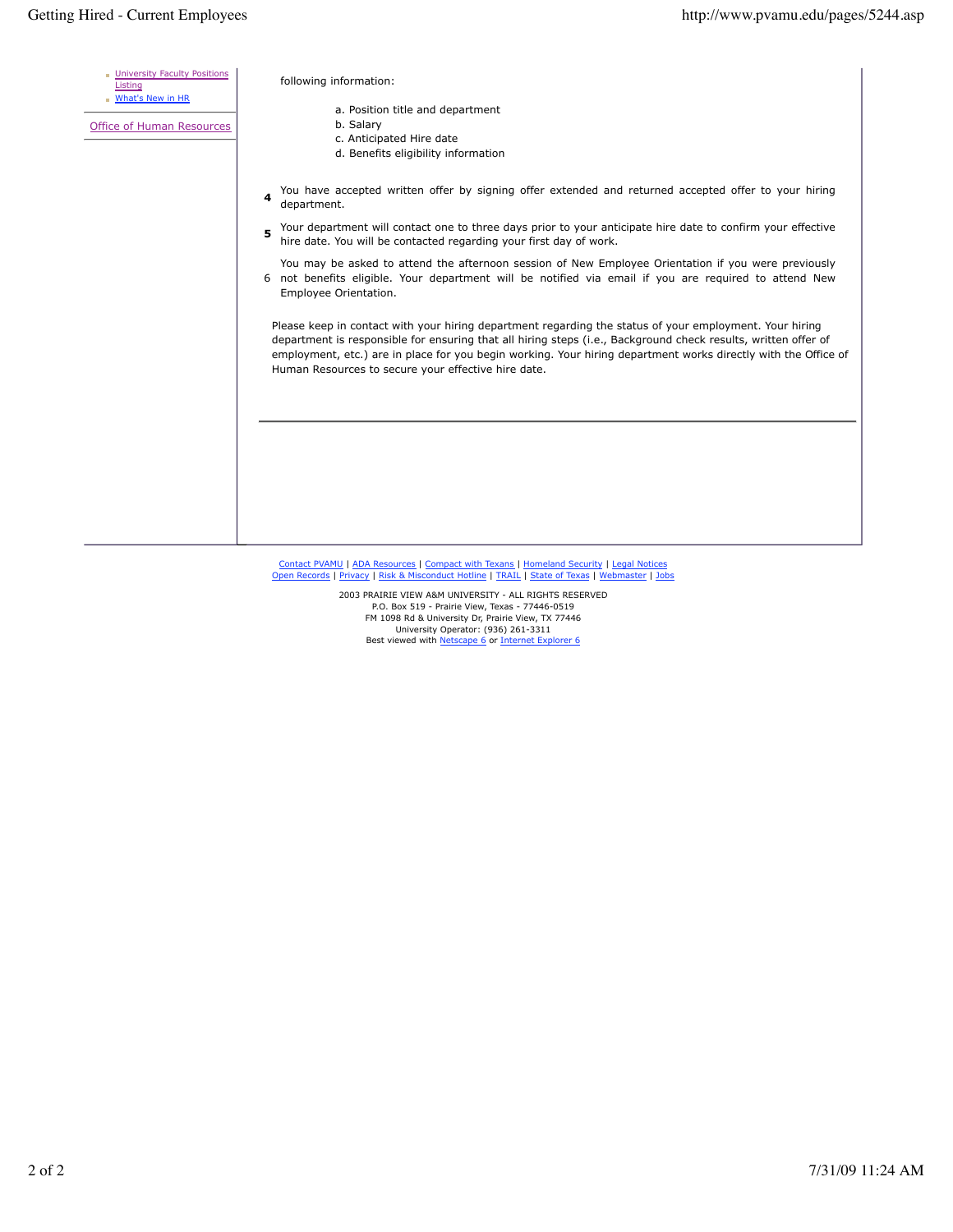- University Faculty Positions Listing
- What's New in HR

Office of Human Resources

following information:

a. Position title and department
b. Salary
c. Anticipated Hire date
d. Benefits eligibility information

**4** You have accepted written offer by signing offer extended and returned accepted offer to your hiring department.

**5** Your department will contact one to three days prior to your anticipate hire date to confirm your effective hire date. You will be contacted regarding your first day of work.

6 You may be asked to attend the afternoon session of New Employee Orientation if you were previously not benefits eligible. Your department will be notified via email if you are required to attend New Employee Orientation.

Please keep in contact with your hiring department regarding the status of your employment. Your hiring department is responsible for ensuring that all hiring steps (i.e., Background check results, written offer of employment, etc.) are in place for you begin working. Your hiring department works directly with the Office of Human Resources to secure your effective hire date.

---

Contact PVAMU | ADA Resources | Compact with Texans | Homeland Security | Legal Notices
Open Records | Privacy | Risk & Misconduct Hotline | TRAIL | State of Texas | Webmaster | Jobs

2003 PRAIRIE VIEW A&M UNIVERSITY - ALL RIGHTS RESERVED
P.O. Box 519 - Prairie View, Texas - 77446-0519
FM 1098 Rd & University Dr, Prairie View, TX 77446
University Operator: (936) 261-3311
Best viewed with Netscape 6 or Internet Explorer 6